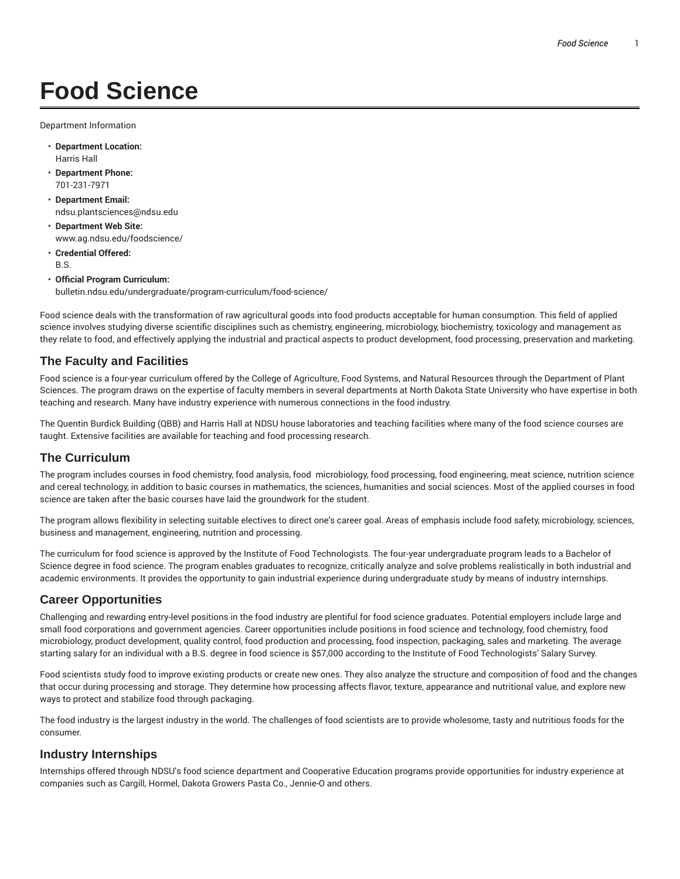# Food Science

Department Information

- **Department Location:**
  Harris Hall
- **Department Phone:**
  701-231-7971
- **Department Email:**
  ndsu.plantsciences@ndsu.edu
- **Department Web Site:**
  www.ag.ndsu.edu/foodscience/
- **Credential Offered:**
  B.S.
- **Official Program Curriculum:**
  bulletin.ndsu.edu/undergraduate/program-curriculum/food-science/

Food science deals with the transformation of raw agricultural goods into food products acceptable for human consumption. This field of applied science involves studying diverse scientific disciplines such as chemistry, engineering, microbiology, biochemistry, toxicology and management as they relate to food, and effectively applying the industrial and practical aspects to product development, food processing, preservation and marketing.

## The Faculty and Facilities

Food science is a four-year curriculum offered by the College of Agriculture, Food Systems, and Natural Resources through the Department of Plant Sciences. The program draws on the expertise of faculty members in several departments at North Dakota State University who have expertise in both teaching and research. Many have industry experience with numerous connections in the food industry.

The Quentin Burdick Building (QBB) and Harris Hall at NDSU house laboratories and teaching facilities where many of the food science courses are taught. Extensive facilities are available for teaching and food processing research.

## The Curriculum

The program includes courses in food chemistry, food analysis, food microbiology, food processing, food engineering, meat science, nutrition science and cereal technology, in addition to basic courses in mathematics, the sciences, humanities and social sciences. Most of the applied courses in food science are taken after the basic courses have laid the groundwork for the student.

The program allows flexibility in selecting suitable electives to direct one's career goal. Areas of emphasis include food safety, microbiology, sciences, business and management, engineering, nutrition and processing.

The curriculum for food science is approved by the Institute of Food Technologists. The four-year undergraduate program leads to a Bachelor of Science degree in food science. The program enables graduates to recognize, critically analyze and solve problems realistically in both industrial and academic environments. It provides the opportunity to gain industrial experience during undergraduate study by means of industry internships.

## Career Opportunities

Challenging and rewarding entry-level positions in the food industry are plentiful for food science graduates. Potential employers include large and small food corporations and government agencies. Career opportunities include positions in food science and technology, food chemistry, food microbiology, product development, quality control, food production and processing, food inspection, packaging, sales and marketing. The average starting salary for an individual with a B.S. degree in food science is $57,000 according to the Institute of Food Technologists' Salary Survey.

Food scientists study food to improve existing products or create new ones. They also analyze the structure and composition of food and the changes that occur during processing and storage. They determine how processing affects flavor, texture, appearance and nutritional value, and explore new ways to protect and stabilize food through packaging.

The food industry is the largest industry in the world. The challenges of food scientists are to provide wholesome, tasty and nutritious foods for the consumer.

## Industry Internships

Internships offered through NDSU's food science department and Cooperative Education programs provide opportunities for industry experience at companies such as Cargill, Hormel, Dakota Growers Pasta Co., Jennie-O and others.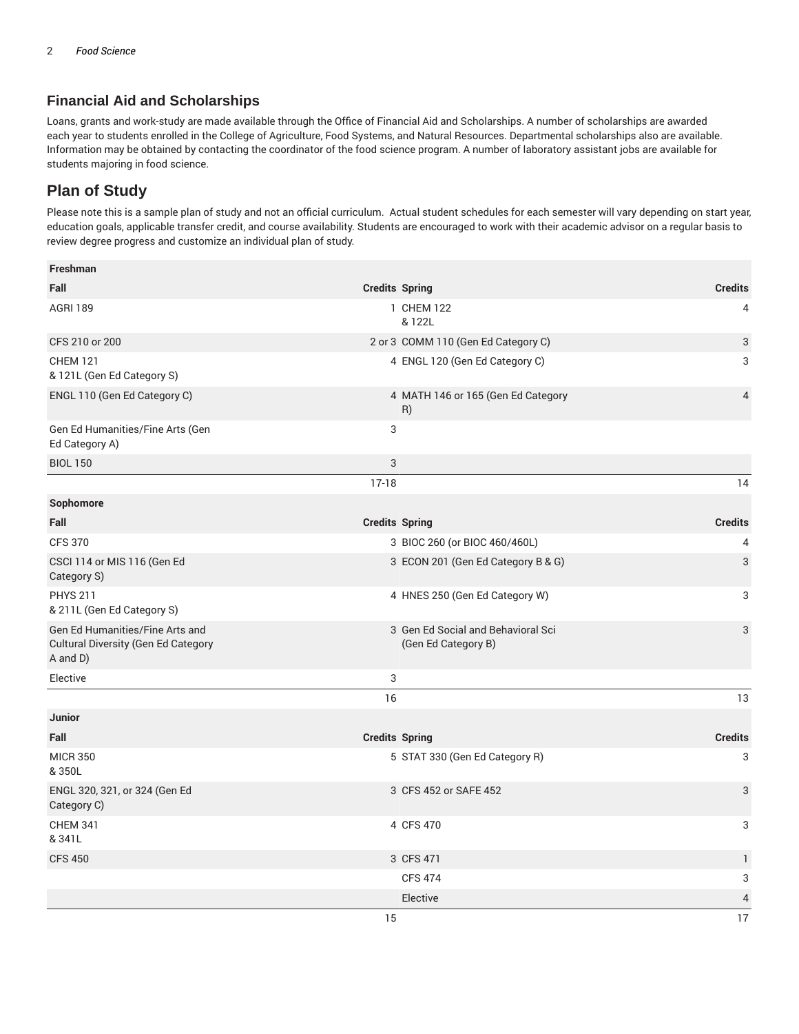## Financial Aid and Scholarships

Loans, grants and work-study are made available through the Office of Financial Aid and Scholarships. A number of scholarships are awarded each year to students enrolled in the College of Agriculture, Food Systems, and Natural Resources. Departmental scholarships also are available. Information may be obtained by contacting the coordinator of the food science program. A number of laboratory assistant jobs are available for students majoring in food science.

## Plan of Study

Please note this is a sample plan of study and not an official curriculum. Actual student schedules for each semester will vary depending on start year, education goals, applicable transfer credit, and course availability. Students are encouraged to work with their academic advisor on a regular basis to review degree progress and customize an individual plan of study.

| Freshman | | | |
|---|---|---|---|
| **Fall** | **Credits** | **Spring** | **Credits** |
| AGRI 189 | 1 | CHEM 122 & 122L | 4 |
| CFS 210 or 200 | 2 or 3 | COMM 110 (Gen Ed Category C) | 3 |
| CHEM 121 & 121L (Gen Ed Category S) | 4 | ENGL 120 (Gen Ed Category C) | 3 |
| ENGL 110 (Gen Ed Category C) | 4 | MATH 146 or 165 (Gen Ed Category R) | 4 |
| Gen Ed Humanities/Fine Arts (Gen Ed Category A) | 3 | | |
| BIOL 150 | 3 | | |
| | 17-18 | | 14 |
| **Sophomore** | | | |
| **Fall** | **Credits** | **Spring** | **Credits** |
| CFS 370 | 3 | BIOC 260 (or BIOC 460/460L) | 4 |
| CSCI 114 or MIS 116 (Gen Ed Category S) | 3 | ECON 201 (Gen Ed Category B & G) | 3 |
| PHYS 211 & 211L (Gen Ed Category S) | 4 | HNES 250 (Gen Ed Category W) | 3 |
| Gen Ed Humanities/Fine Arts and Cultural Diversity (Gen Ed Category A and D) | 3 | Gen Ed Social and Behavioral Sci (Gen Ed Category B) | 3 |
| Elective | 3 | | |
| | 16 | | 13 |
| **Junior** | | | |
| **Fall** | **Credits** | **Spring** | **Credits** |
| MICR 350 & 350L | 5 | STAT 330 (Gen Ed Category R) | 3 |
| ENGL 320, 321, or 324 (Gen Ed Category C) | 3 | CFS 452 or SAFE 452 | 3 |
| CHEM 341 & 341L | 4 | CFS 470 | 3 |
| CFS 450 | 3 | CFS 471 | 1 |
| | | CFS 474 | 3 |
| | | Elective | 4 |
| | 15 | | 17 |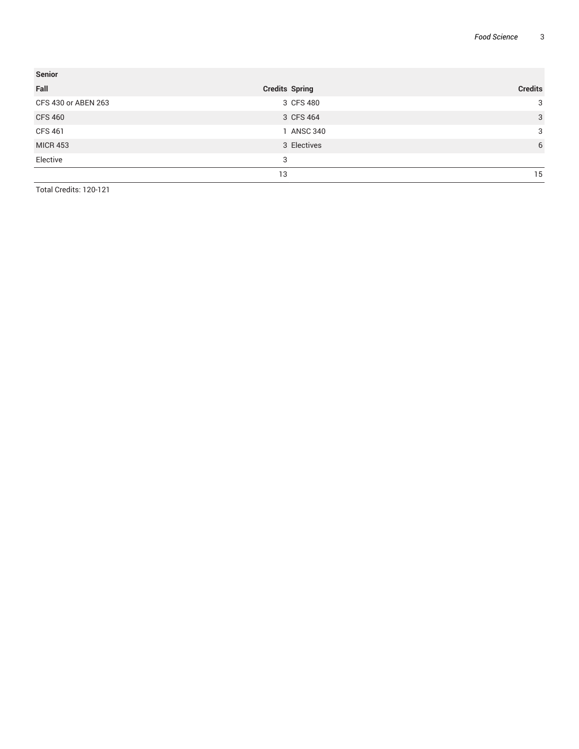| Senior | | | |
| --- | --- | --- | --- |
| **Fall** | **Credits** | **Spring** | **Credits** |
| CFS 430 or ABEN 263 | 3 | CFS 480 | 3 |
| CFS 460 | 3 | CFS 464 | 3 |
| CFS 461 | 1 | ANSC 340 | 3 |
| MICR 453 | 3 | Electives | 6 |
| Elective | 3 | | |
| | 13 | | 15 |

Total Credits: 120-121